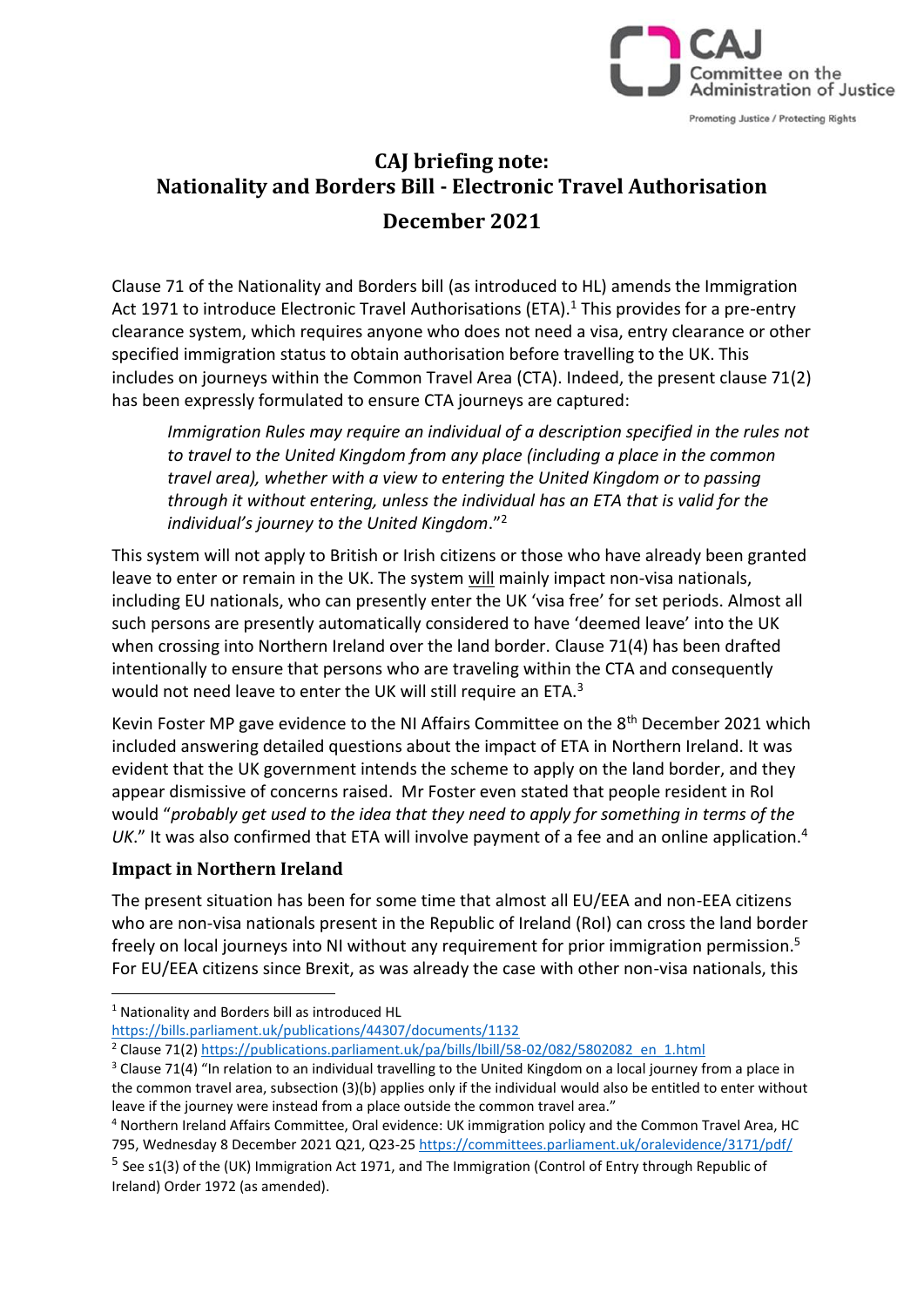CAJ Committee on the Administration of Justice

Promoting Justice / Protecting Rights

# CAJ briefing note: Nationality and Borders Bill - Electronic Travel Authorisation
## December 2021

Clause 71 of the Nationality and Borders bill (as introduced to HL) amends the Immigration Act 1971 to introduce Electronic Travel Authorisations (ETA).[1] This provides for a pre-entry clearance system, which requires anyone who does not need a visa, entry clearance or other specified immigration status to obtain authorisation before travelling to the UK. This includes on journeys within the Common Travel Area (CTA). Indeed, the present clause 71(2) has been expressly formulated to ensure CTA journeys are captured:

> *Immigration Rules may require an individual of a description specified in the rules not to travel to the United Kingdom from any place (including a place in the common travel area), whether with a view to entering the United Kingdom or to passing through it without entering, unless the individual has an ETA that is valid for the individual's journey to the United Kingdom*."[2]

This system will not apply to British or Irish citizens or those who have already been granted leave to enter or remain in the UK. The system <u>will</u> mainly impact non-visa nationals, including EU nationals, who can presently enter the UK 'visa free' for set periods. Almost all such persons are presently automatically considered to have 'deemed leave' into the UK when crossing into Northern Ireland over the land border. Clause 71(4) has been drafted intentionally to ensure that persons who are traveling within the CTA and consequently would not need leave to enter the UK will still require an ETA.[3]

Kevin Foster MP gave evidence to the NI Affairs Committee on the 8th December 2021 which included answering detailed questions about the impact of ETA in Northern Ireland. It was evident that the UK government intends the scheme to apply on the land border, and they appear dismissive of concerns raised. Mr Foster even stated that people resident in RoI would "*probably get used to the idea that they need to apply for something in terms of the UK*." It was also confirmed that ETA will involve payment of a fee and an online application.[4]

### Impact in Northern Ireland

The present situation has been for some time that almost all EU/EEA and non-EEA citizens who are non-visa nationals present in the Republic of Ireland (RoI) can cross the land border freely on local journeys into NI without any requirement for prior immigration permission.[5] For EU/EEA citizens since Brexit, as was already the case with other non-visa nationals, this

---

[1] Nationality and Borders bill as introduced HL https://bills.parliament.uk/publications/44307/documents/1132

[2] Clause 71(2) https://publications.parliament.uk/pa/bills/lbill/58-02/082/5802082_en_1.html

[3] Clause 71(4) "In relation to an individual travelling to the United Kingdom on a local journey from a place in the common travel area, subsection (3)(b) applies only if the individual would also be entitled to enter without leave if the journey were instead from a place outside the common travel area."

[4] Northern Ireland Affairs Committee, Oral evidence: UK immigration policy and the Common Travel Area, HC 795, Wednesday 8 December 2021 Q21, Q23-25 https://committees.parliament.uk/oralevidence/3171/pdf/

[5] See s1(3) of the (UK) Immigration Act 1971, and The Immigration (Control of Entry through Republic of Ireland) Order 1972 (as amended).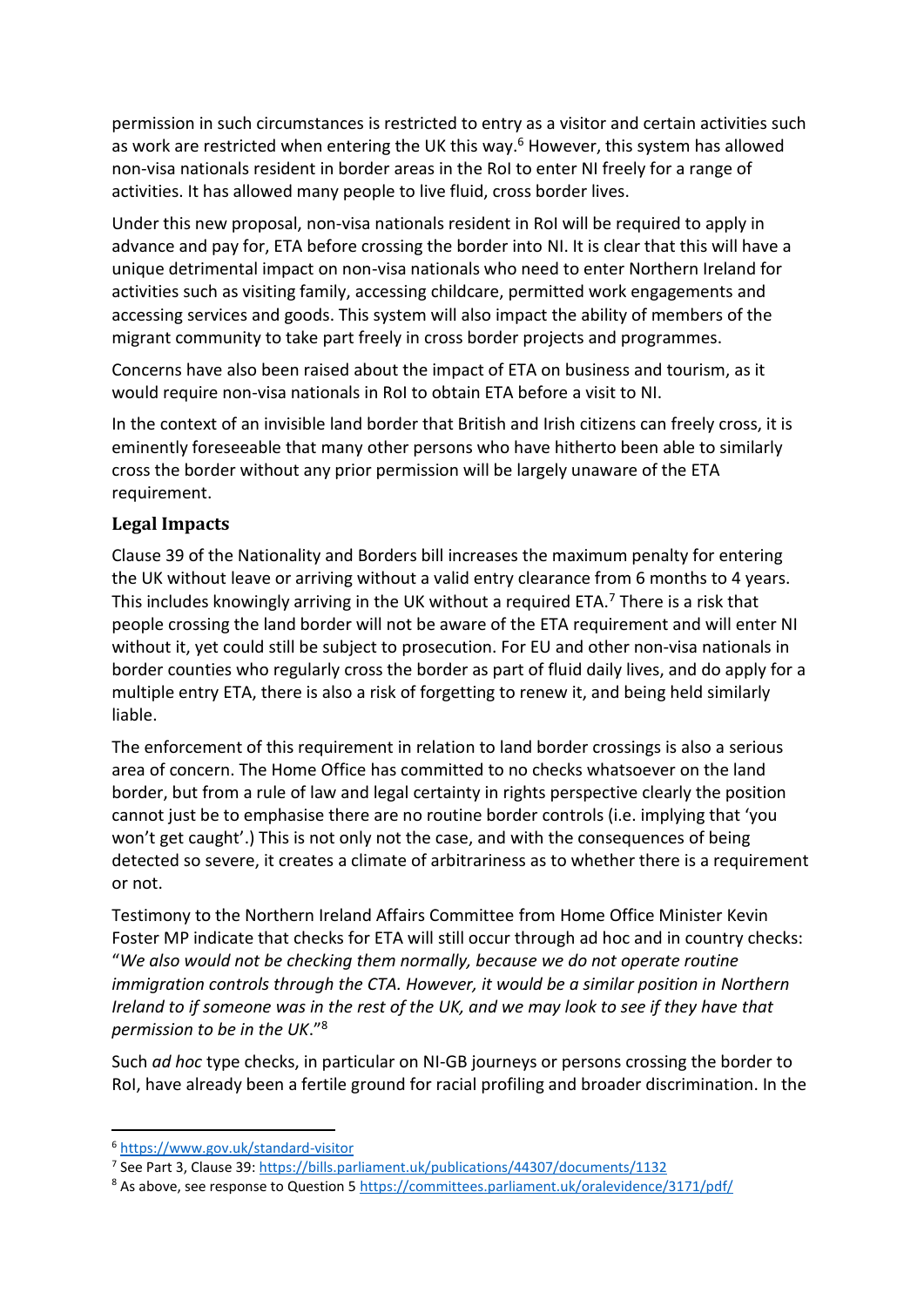permission in such circumstances is restricted to entry as a visitor and certain activities such as work are restricted when entering the UK this way.[6] However, this system has allowed non-visa nationals resident in border areas in the RoI to enter NI freely for a range of activities. It has allowed many people to live fluid, cross border lives.

Under this new proposal, non-visa nationals resident in RoI will be required to apply in advance and pay for, ETA before crossing the border into NI. It is clear that this will have a unique detrimental impact on non-visa nationals who need to enter Northern Ireland for activities such as visiting family, accessing childcare, permitted work engagements and accessing services and goods. This system will also impact the ability of members of the migrant community to take part freely in cross border projects and programmes.

Concerns have also been raised about the impact of ETA on business and tourism, as it would require non-visa nationals in RoI to obtain ETA before a visit to NI.

In the context of an invisible land border that British and Irish citizens can freely cross, it is eminently foreseeable that many other persons who have hitherto been able to similarly cross the border without any prior permission will be largely unaware of the ETA requirement.

## Legal Impacts

Clause 39 of the Nationality and Borders bill increases the maximum penalty for entering the UK without leave or arriving without a valid entry clearance from 6 months to 4 years. This includes knowingly arriving in the UK without a required ETA.[7] There is a risk that people crossing the land border will not be aware of the ETA requirement and will enter NI without it, yet could still be subject to prosecution. For EU and other non-visa nationals in border counties who regularly cross the border as part of fluid daily lives, and do apply for a multiple entry ETA, there is also a risk of forgetting to renew it, and being held similarly liable.

The enforcement of this requirement in relation to land border crossings is also a serious area of concern. The Home Office has committed to no checks whatsoever on the land border, but from a rule of law and legal certainty in rights perspective clearly the position cannot just be to emphasise there are no routine border controls (i.e. implying that 'you won't get caught'.) This is not only not the case, and with the consequences of being detected so severe, it creates a climate of arbitrariness as to whether there is a requirement or not.

Testimony to the Northern Ireland Affairs Committee from Home Office Minister Kevin Foster MP indicate that checks for ETA will still occur through ad hoc and in country checks: "*We also would not be checking them normally, because we do not operate routine immigration controls through the CTA. However, it would be a similar position in Northern Ireland to if someone was in the rest of the UK, and we may look to see if they have that permission to be in the UK*."[8]

Such *ad hoc* type checks, in particular on NI-GB journeys or persons crossing the border to RoI, have already been a fertile ground for racial profiling and broader discrimination. In the

---

[6] https://www.gov.uk/standard-visitor

[7] See Part 3, Clause 39: https://bills.parliament.uk/publications/44307/documents/1132

[8] As above, see response to Question 5 https://committees.parliament.uk/oralevidence/3171/pdf/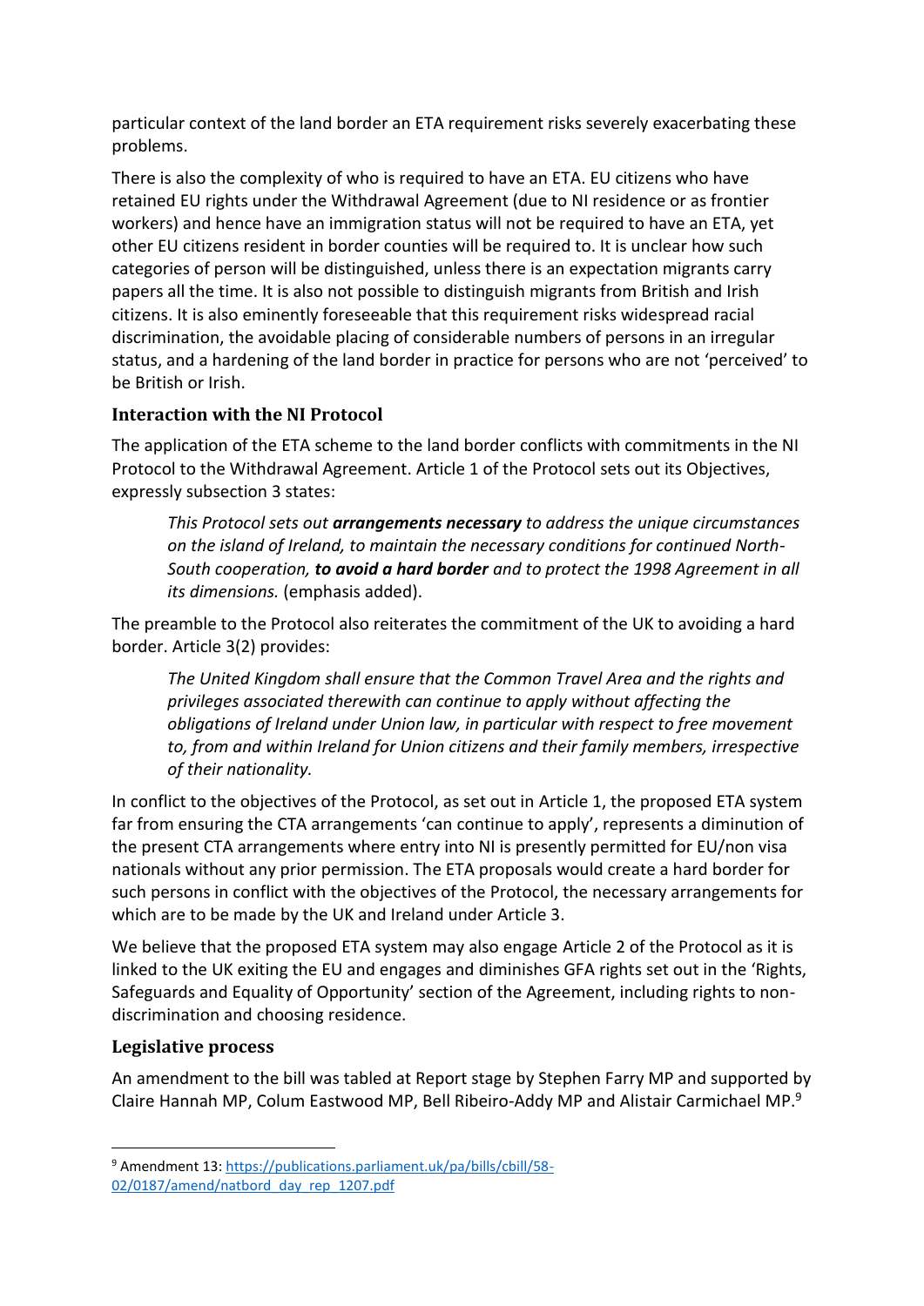particular context of the land border an ETA requirement risks severely exacerbating these problems.

There is also the complexity of who is required to have an ETA. EU citizens who have retained EU rights under the Withdrawal Agreement (due to NI residence or as frontier workers) and hence have an immigration status will not be required to have an ETA, yet other EU citizens resident in border counties will be required to. It is unclear how such categories of person will be distinguished, unless there is an expectation migrants carry papers all the time. It is also not possible to distinguish migrants from British and Irish citizens. It is also eminently foreseeable that this requirement risks widespread racial discrimination, the avoidable placing of considerable numbers of persons in an irregular status, and a hardening of the land border in practice for persons who are not 'perceived' to be British or Irish.

### Interaction with the NI Protocol

The application of the ETA scheme to the land border conflicts with commitments in the NI Protocol to the Withdrawal Agreement. Article 1 of the Protocol sets out its Objectives, expressly subsection 3 states:

> *This Protocol sets out **arrangements necessary** to address the unique circumstances on the island of Ireland, to maintain the necessary conditions for continued North-South cooperation, **to avoid a hard border** and to protect the 1998 Agreement in all its dimensions.* (emphasis added).

The preamble to the Protocol also reiterates the commitment of the UK to avoiding a hard border. Article 3(2) provides:

> *The United Kingdom shall ensure that the Common Travel Area and the rights and privileges associated therewith can continue to apply without affecting the obligations of Ireland under Union law, in particular with respect to free movement to, from and within Ireland for Union citizens and their family members, irrespective of their nationality.*

In conflict to the objectives of the Protocol, as set out in Article 1, the proposed ETA system far from ensuring the CTA arrangements 'can continue to apply', represents a diminution of the present CTA arrangements where entry into NI is presently permitted for EU/non visa nationals without any prior permission. The ETA proposals would create a hard border for such persons in conflict with the objectives of the Protocol, the necessary arrangements for which are to be made by the UK and Ireland under Article 3.

We believe that the proposed ETA system may also engage Article 2 of the Protocol as it is linked to the UK exiting the EU and engages and diminishes GFA rights set out in the 'Rights, Safeguards and Equality of Opportunity' section of the Agreement, including rights to non-discrimination and choosing residence.

### Legislative process

An amendment to the bill was tabled at Report stage by Stephen Farry MP and supported by Claire Hannah MP, Colum Eastwood MP, Bell Ribeiro-Addy MP and Alistair Carmichael MP.[9]

---

[9] Amendment 13: https://publications.parliament.uk/pa/bills/cbill/58-02/0187/amend/natbord_day_rep_1207.pdf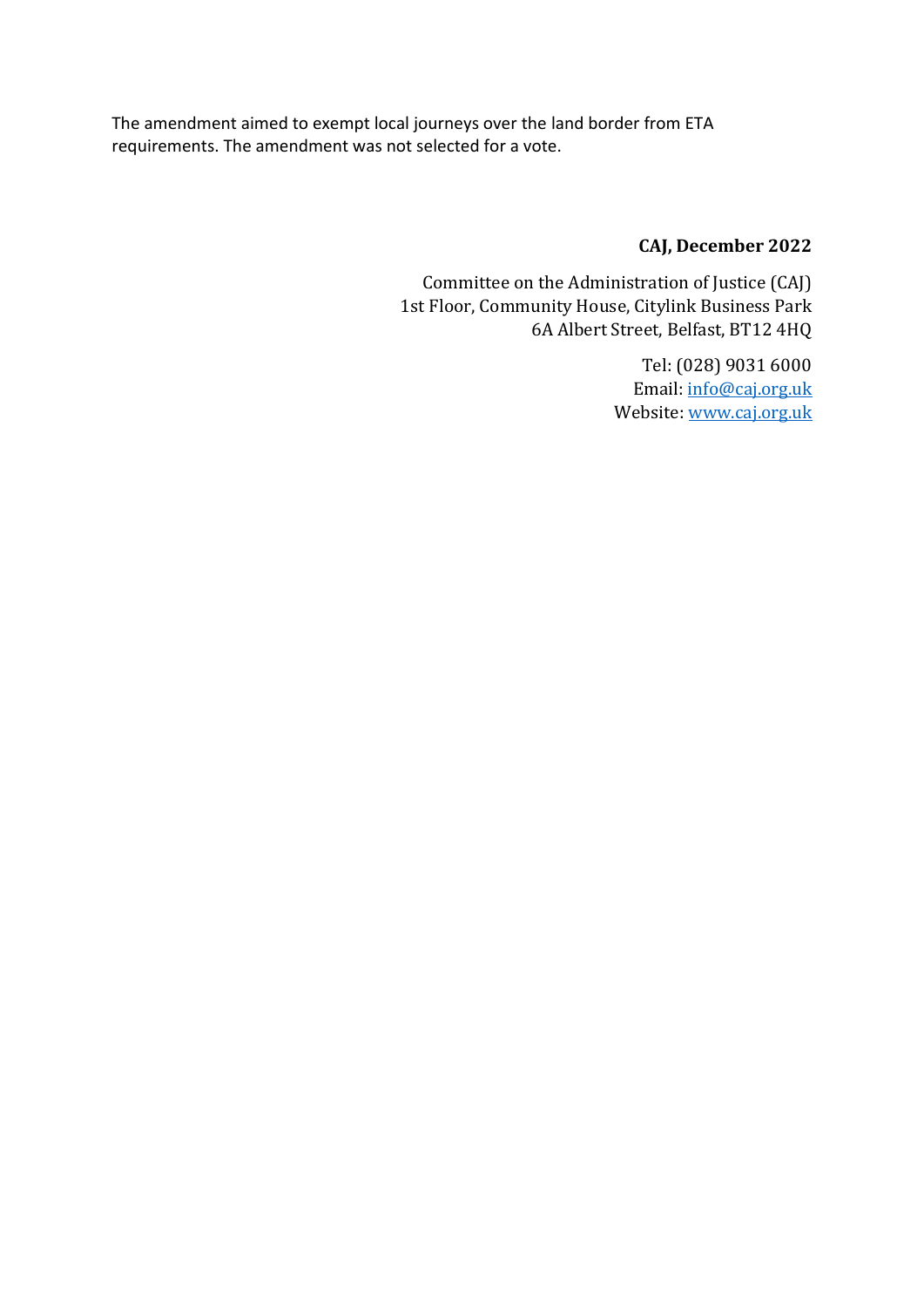The amendment aimed to exempt local journeys over the land border from ETA requirements. The amendment was not selected for a vote.

**CAJ, December 2022**

Committee on the Administration of Justice (CAJ)
1st Floor, Community House, Citylink Business Park
6A Albert Street, Belfast, BT12 4HQ

Tel: (028) 9031 6000
Email: info@caj.org.uk
Website: www.caj.org.uk